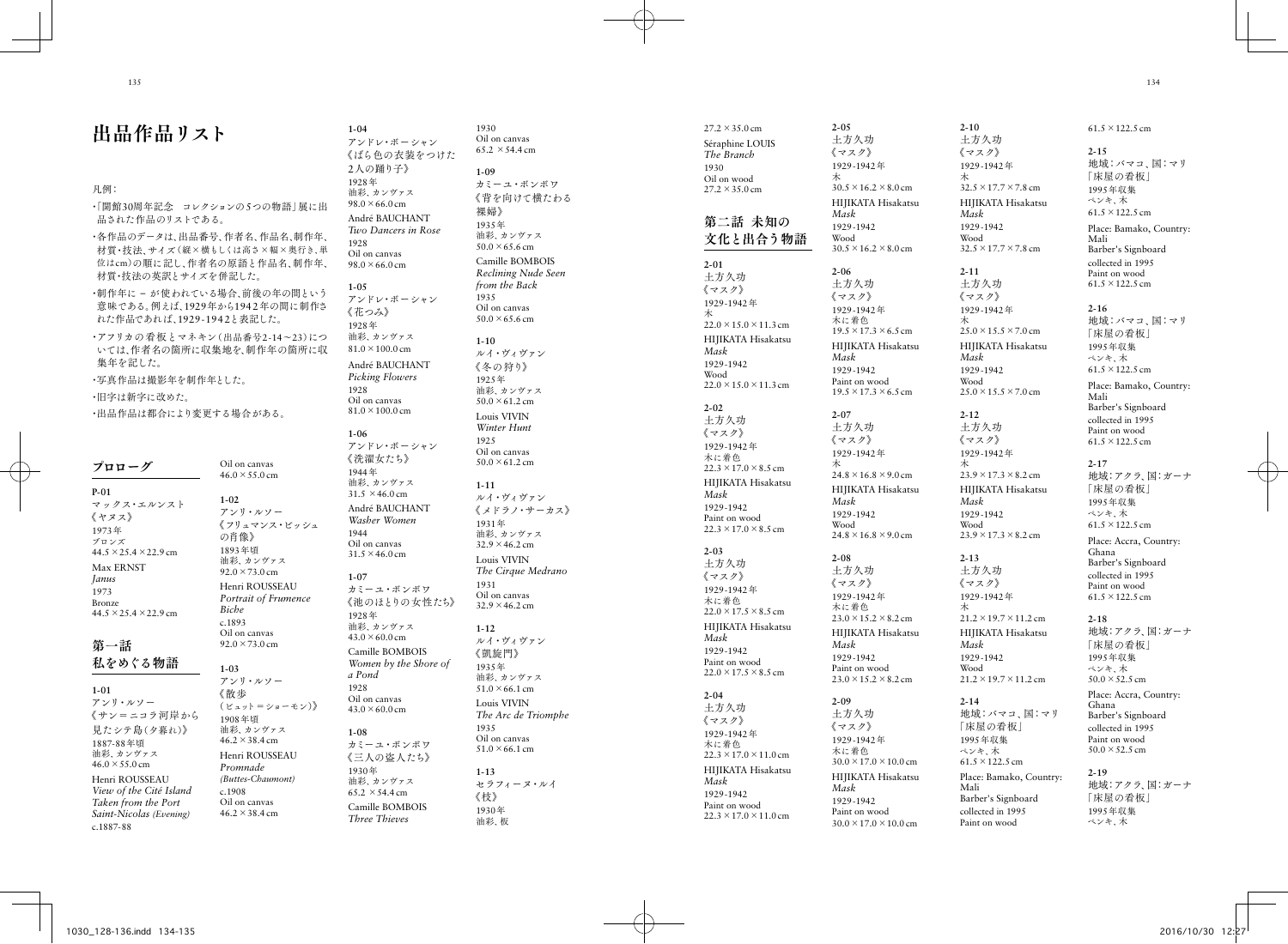# 出品作品リスト

凡例：

- 「開館30周年記念　コレクションの5つの物語」展に出品された作品のリストである。
- 各作品のデータは、出品番号、作者名、作品名、制作年、材質・技法、サイズ（縦×横もしくは高さ×幅×奥行き、単位はcm）の順に記し、作者名の原語と作品名、制作年、材質・技法の英訳とサイズを併記した。
- 制作年に - が使われている場合、前後の年の間という意味である。例えば、1929年から1942年の間に制作された作品であれば、1929-1942と表記した。
- アフリカの看板とマネキン（出品番号2-14～23）については、作者名の箇所に収集地を、制作年の箇所に収集年を記した。
- 写真作品は撮影年を制作年とした。
- 旧字は新字に改めた。
- 出品作品は都合により変更する場合がある。

## プロローグ

**P-01**
マックス・エルンスト
《ヤヌス》
1973年
ブロンズ
44.5×25.4×22.9 cm
Max ERNST
*Janus*
1973
Bronze
44.5×25.4×22.9 cm

## 第一話　私をめぐる物語

**1-01**
アンリ・ルソー
《サン＝ニコラ河岸から見たシテ島（夕暮れ）》
1887-88年頃
油彩、カンヴァス
46.0×55.0 cm
Henri ROUSSEAU
*View of the Cité Island Taken from the Port Saint-Nicolas (Evening)*
c.1887-88
Oil on canvas
46.0×55.0 cm

**1-02**
アンリ・ルソー
《フリュマンス・ビッシュの肖像》
1893年頃
油彩、カンヴァス
92.0×73.0 cm
Henri ROUSSEAU
*Portrait of Frumence Biche*
c.1893
Oil on canvas
92.0×73.0 cm

**1-03**
アンリ・ルソー
《散歩（ビュット＝ショーモン）》
1908年頃
油彩、カンヴァス
46.2×38.4 cm
Henri ROUSSEAU
*Promnade (Buttes-Chaumont)*
c.1908
Oil on canvas
46.2×38.4 cm

**1-04**
アンドレ・ボーシャン
《ばら色の衣装をつけた2人の踊り子》
1928年
油彩、カンヴァス
98.0×66.0 cm
André BAUCHANT
*Two Dancers in Rose*
1928
Oil on canvas
98.0×66.0 cm

**1-05**
アンドレ・ボーシャン
《花つみ》
1928年
油彩、カンヴァス
81.0×100.0 cm
André BAUCHANT
*Picking Flowers*
1928
Oil on canvas
81.0×100.0 cm

**1-06**
アンドレ・ボーシャン
《洗濯女たち》
1944年
油彩、カンヴァス
31.5 ×46.0 cm
André BAUCHANT
*Washer Women*
1944
Oil on canvas
31.5×46.0 cm

**1-07**
カミーユ・ボンボワ
《池のほとりの女性たち》
1928年
油彩、カンヴァス
43.0×60.0 cm
Camille BOMBOIS
*Women by the Shore of a Pond*
1928
Oil on canvas
43.0×60.0 cm

**1-08**
カミーユ・ボンボワ
《三人の盗人たち》
1930年
油彩、カンヴァス
65.2 ×54.4 cm
Camille BOMBOIS
*Three Thieves*
1930
Oil on canvas
65.2 ×54.4 cm

**1-09**
カミーユ・ボンボワ
《背を向けて横たわる裸婦》
1935年
油彩、カンヴァス
50.0×65.6 cm
Camille BOMBOIS
*Reclining Nude Seen from the Back*
1935
Oil on canvas
50.0×65.6 cm

**1-10**
ルイ・ヴィヴァン
《冬の狩り》
1925年
油彩、カンヴァス
50.0×61.2 cm
Louis VIVIN
*Winter Hunt*
1925
Oil on canvas
50.0×61.2 cm

**1-11**
ルイ・ヴィヴァン
《メドラノ・サーカス》
1931年
油彩、カンヴァス
32.9×46.2 cm
Louis VIVIN
*The Cirque Medrano*
1931
Oil on canvas
32.9×46.2 cm

**1-12**
ルイ・ヴィヴァン
《凱旋門》
1935年
油彩、カンヴァス
51.0×66.1 cm
Louis VIVIN
*The Arc de Triomphe*
1935
Oil on canvas
51.0×66.1 cm

**1-13**
セラフィーヌ・ルイ
《枝》
1930年
油彩、板
27.2×35.0 cm
Séraphine LOUIS
*The Branch*
1930
Oil on wood
27.2×35.0 cm

## 第二話　未知の文化と出合う物語

**2-01**
土方久功
《マスク》
1929-1942年
木
22.0×15.0×11.3 cm
HIJIKATA Hisakatsu
*Mask*
1929-1942
Wood
22.0×15.0×11.3 cm

**2-02**
土方久功
《マスク》
1929-1942年
木に着色
22.3×17.0×8.5 cm
HIJIKATA Hisakatsu
*Mask*
1929-1942
Paint on wood
22.3×17.0×8.5 cm

**2-03**
土方久功
《マスク》
1929-1942年
木に着色
22.0×17.5×8.5 cm
HIJIKATA Hisakatsu
*Mask*
1929-1942
Paint on wood
22.0×17.5×8.5 cm

**2-04**
土方久功
《マスク》
1929-1942年
木に着色
22.3×17.0×11.0 cm
HIJIKATA Hisakatsu
*Mask*
1929-1942
Paint on wood
22.3×17.0×11.0 cm

**2-05**
土方久功
《マスク》
1929-1942年
木
30.5×16.2×8.0 cm
HIJIKATA Hisakatsu
*Mask*
1929-1942
Wood
30.5×16.2×8.0 cm

**2-06**
土方久功
《マスク》
1929-1942年
木に着色
19.5×17.3×6.5 cm
HIJIKATA Hisakatsu
*Mask*
1929-1942
Paint on wood
19.5×17.3×6.5 cm

**2-07**
土方久功
《マスク》
1929-1942年
木
24.8×16.8×9.0 cm
HIJIKATA Hisakatsu
*Mask*
1929-1942
Wood
24.8×16.8×9.0 cm

**2-08**
土方久功
《マスク》
1929-1942年
木に着色
23.0×15.2×8.2 cm
HIJIKATA Hisakatsu
*Mask*
1929-1942
Paint on wood
23.0×15.2×8.2 cm

**2-09**
土方久功
《マスク》
1929-1942年
木に着色
30.0×17.0×10.0 cm
HIJIKATA Hisakatsu
*Mask*
1929-1942
Paint on wood
30.0×17.0×10.0 cm

**2-10**
土方久功
《マスク》
1929-1942年
木
32.5×17.7×7.8 cm
HIJIKATA Hisakatsu
*Mask*
1929-1942
Wood
32.5×17.7×7.8 cm

**2-11**
土方久功
《マスク》
1929-1942年
木
25.0×15.5×7.0 cm
HIJIKATA Hisakatsu
*Mask*
1929-1942
Wood
25.0×15.5×7.0 cm

**2-12**
土方久功
《マスク》
1929-1942年
木
23.9×17.3×8.2 cm
HIJIKATA Hisakatsu
*Mask*
1929-1942
Wood
23.9×17.3×8.2 cm

**2-13**
土方久功
《マスク》
1929-1942年
木
21.2×19.7×11.2 cm
HIJIKATA Hisakatsu
*Mask*
1929-1942
Wood
21.2×19.7×11.2 cm

**2-14**
地域：バマコ、国：マリ
「床屋の看板」
1995年収集
ペンキ、木
61.5×122.5 cm
Place: Bamako, Country: Mali
Barber's Signboard
collected in 1995
Paint on wood
61.5×122.5 cm

**2-15**
地域：バマコ、国：マリ
「床屋の看板」
1995年収集
ペンキ、木
61.5×122.5 cm
Place: Bamako, Country: Mali
Barber's Signboard
collected in 1995
Paint on wood
61.5×122.5 cm

**2-16**
地域：バマコ、国：マリ
「床屋の看板」
1995年収集
ペンキ、木
61.5×122.5 cm
Place: Bamako, Country: Mali
Barber's Signboard
collected in 1995
Paint on wood
61.5×122.5 cm

**2-17**
地域：アクラ、国：ガーナ
「床屋の看板」
1995年収集
ペンキ、木
61.5×122.5 cm
Place: Accra, Country: Ghana
Barber's Signboard
collected in 1995
Paint on wood
61.5×122.5 cm

**2-18**
地域：アクラ、国：ガーナ
「床屋の看板」
1995年収集
ペンキ、木
50.0×52.5 cm
Place: Accra, Country: Ghana
Barber's Signboard
collected in 1995
Paint on wood
50.0×52.5 cm

**2-19**
地域：アクラ、国：ガーナ
「床屋の看板」
1995年収集
ペンキ、木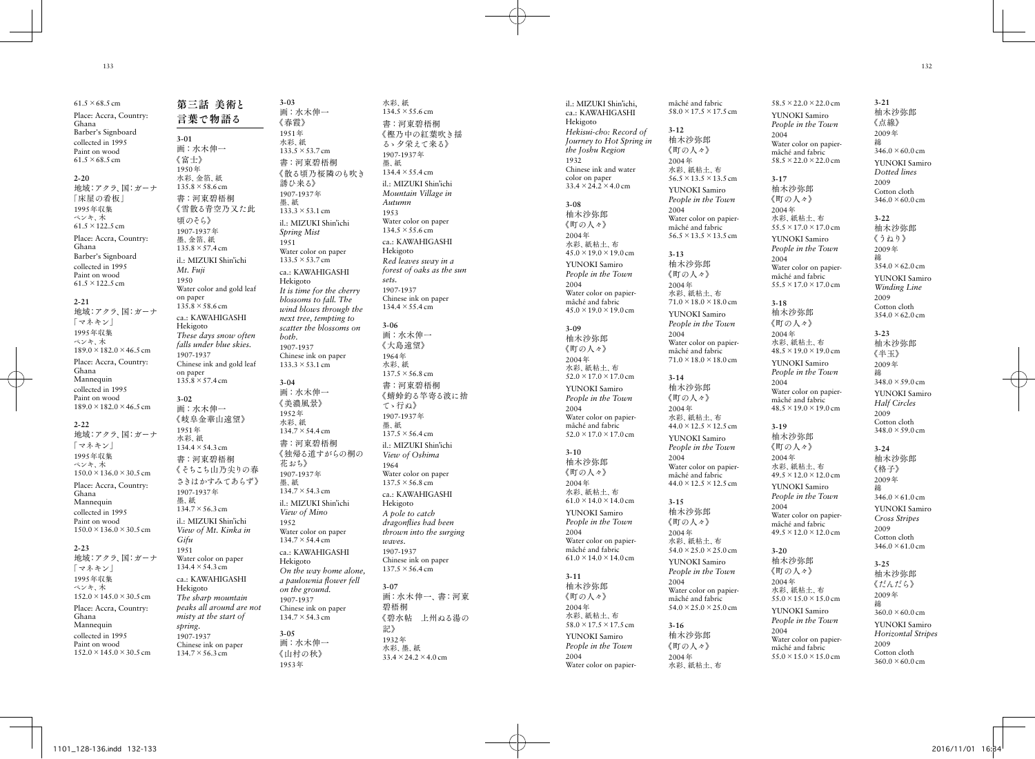61.5 × 68.5 cm

Place: Accra, Country: Ghana
Barber's Signboard
collected in 1995
Paint on wood
61.5 × 68.5 cm

**2-20**
地域：アクラ、国：ガーナ
「床屋の看板」
1995年収集
ペンキ、木
61.5 × 122.5 cm

Place: Accra, Country: Ghana
Barber's Signboard
collected in 1995
Paint on wood
61.5 × 122.5 cm

**2-21**
地域：アクラ、国：ガーナ
「マネキン」
1995年収集
ペンキ、木
189.0 × 182.0 × 46.5 cm

Place: Accra, Country: Ghana
Mannequin
collected in 1995
Paint on wood
189.0 × 182.0 × 46.5 cm

**2-22**
地域：アクラ、国：ガーナ
「マネキン」
1995年収集
ペンキ、木
150.0 × 136.0 × 30.5 cm

Place: Accra, Country: Ghana
Mannequin
collected in 1995
Paint on wood
150.0 × 136.0 × 30.5 cm

**2-23**
地域：アクラ、国：ガーナ
「マネキン」
1995年収集
ペンキ、木
152.0 × 145.0 × 30.5 cm

Place: Accra, Country: Ghana
Mannequin
collected in 1995
Paint on wood
152.0 × 145.0 × 30.5 cm

## 第三話　美術と言葉で物語る

**3-01**
画：水木伸一
《富士》
1950年
水彩、金箔、紙
135.8 × 58.6 cm
書：河東碧梧桐
《雪散る青空乃又た此頃のそら》
1907-1937年
墨、金箔、紙
135.8 × 57.4 cm

il.: MIZUKI Shin'ichi
*Mt. Fuji*
1950
Water color and gold leaf on paper
135.8 × 58.6 cm
ca.: KAWAHIGASHI Hekigoto
*These days snow often falls under blue skies.*
1907-1937
Chinese ink and gold leaf on paper
135.8 × 57.4 cm

**3-02**
画：水木伸一
《岐阜金華山遠望》
1951年
水彩、紙
134.4 × 54.3 cm
書：河東碧梧桐
《そちこち山乃尖りの春さきはかすみてあらず》
1907-1937年
墨、紙
134.7 × 56.3 cm

il.: MIZUKI Shin'ichi
*View of Mt. Kinka in Gifu*
1951
Water color on paper
134.4 × 54.3 cm
ca.: KAWAHIGASHI Hekigoto
*The sharp mountain peaks all around are not misty at the start of spring.*
1907-1937
Chinese ink on paper
134.7 × 56.3 cm

**3-03**
画：水木伸一
《春霞》
1951年
水彩、紙
133.5 × 53.7 cm
書：河東碧梧桐
《散る頃乃桜隣のも吹き誘ひ来る》
1907-1937年
墨、紙
133.3 × 53.1 cm

il.: MIZUKI Shin'ichi
*Spring Mist*
1951
Water color on paper
133.5 × 53.7 cm
ca.: KAWAHIGASHI Hekigoto
*It is time for the cherry blossoms to fall. The wind blows through the next tree, tempting to scatter the blossoms on both.*
1907-1937
Chinese ink on paper
133.3 × 53.1 cm

**3-04**
画：水木伸一
《美濃風景》
1952年
水彩、紙
134.7 × 54.4 cm
書：河東碧梧桐
《独帰る道すがらの桐の花おち》
1907-1937年
墨、紙
134.7 × 54.3 cm

il.: MIZUKI Shin'ichi
*View of Mino*
1952
Water color on paper
134.7 × 54.4 cm
ca.: KAWAHIGASHI Hekigoto
*On the way home alone, a paulownia flower fell on the ground.*
1907-1937
Chinese ink on paper
134.7 × 54.3 cm

**3-05**
画：水木伸一
《山村の秋》
1953年
水彩、紙
134.5 × 55.6 cm
書：河東碧梧桐
《樫乃中の紅葉吹き揺る丶夕栄えて来る》
1907-1937年
墨、紙
134.4 × 55.4 cm

il.: MIZUKI Shin'ichi
*Mountain Village in Autumn*
1953
Water color on paper
134.5 × 55.6 cm
ca.: KAWAHIGASHI Hekigoto
*Red leaves sway in a forest of oaks as the sun sets.*
1907-1937
Chinese ink on paper
134.4 × 55.4 cm

**3-06**
画：水木伸一
《大島遠望》
1964年
水彩、紙
137.5 × 56.8 cm
書：河東碧梧桐
《蜻蛉釣る竿寄る波に捨て丶行ぬ》
1907-1937年
墨、紙
137.5 × 56.4 cm

il.: MIZUKI Shin'ichi
*View of Oshima*
1964
Water color on paper
137.5 × 56.8 cm
ca.: KAWAHIGASHI Hekigoto
*A pole to catch dragonflies had been thrown into the surging waves.*
1907-1937
Chinese ink on paper
137.5 × 56.4 cm

**3-07**
画：水木伸一、書：河東碧梧桐
《碧水帖　上州ぬる湯の記》
1932年
水彩、墨、紙
33.4 × 24.2 × 4.0 cm

il.: MIZUKI Shin'ichi, ca.: KAWAHIGASHI Hekigoto
*Hekisui-cho: Record of Journey to Hot Spring in the Joshu Region*
1932
Chinese ink and water color on paper
33.4 × 24.2 × 4.0 cm

**3-08**
柚木沙弥郎
《町の人々》
2004年
水彩、紙粘土、布
45.0 × 19.0 × 19.0 cm
YUNOKI Samiro
*People in the Town*
2004
Water color on papier-mâché and fabric
45.0 × 19.0 × 19.0 cm

**3-09**
柚木沙弥郎
《町の人々》
2004年
水彩、紙粘土、布
52.0 × 17.0 × 17.0 cm
YUNOKI Samiro
*People in the Town*
2004
Water color on papier-mâché and fabric
52.0 × 17.0 × 17.0 cm

**3-10**
柚木沙弥郎
《町の人々》
2004年
水彩、紙粘土、布
61.0 × 14.0 × 14.0 cm
YUNOKI Samiro
*People in the Town*
2004
Water color on papier-mâché and fabric
61.0 × 14.0 × 14.0 cm

**3-11**
柚木沙弥郎
《町の人々》
2004年
水彩、紙粘土、布
58.0 × 17.5 × 17.5 cm
YUNOKI Samiro
*People in the Town*
2004
Water color on papier-mâché and fabric
58.0 × 17.5 × 17.5 cm

**3-12**
柚木沙弥郎
《町の人々》
2004年
水彩、紙粘土、布
56.5 × 13.5 × 13.5 cm
YUNOKI Samiro
*People in the Town*
2004
Water color on papier-mâché and fabric
56.5 × 13.5 × 13.5 cm

**3-13**
柚木沙弥郎
《町の人々》
2004年
水彩、紙粘土、布
71.0 × 18.0 × 18.0 cm
YUNOKI Samiro
*People in the Town*
2004
Water color on papier-mâché and fabric
71.0 × 18.0 × 18.0 cm

**3-14**
柚木沙弥郎
《町の人々》
2004年
水彩、紙粘土、布
44.0 × 12.5 × 12.5 cm
YUNOKI Samiro
*People in the Town*
2004
Water color on papier-mâché and fabric
44.0 × 12.5 × 12.5 cm

**3-15**
柚木沙弥郎
《町の人々》
2004年
水彩、紙粘土、布
54.0 × 25.0 × 25.0 cm
YUNOKI Samiro
*People in the Town*
2004
Water color on papier-mâché and fabric
54.0 × 25.0 × 25.0 cm

**3-16**
柚木沙弥郎
《町の人々》
2004年
水彩、紙粘土、布
58.5 × 22.0 × 22.0 cm
YUNOKI Samiro
*People in the Town*
2004
Water color on papier-mâché and fabric
58.5 × 22.0 × 22.0 cm

**3-17**
柚木沙弥郎
《町の人々》
2004年
水彩、紙粘土、布
55.5 × 17.0 × 17.0 cm
YUNOKI Samiro
*People in the Town*
2004
Water color on papier-mâché and fabric
55.5 × 17.0 × 17.0 cm

**3-18**
柚木沙弥郎
《町の人々》
2004年
水彩、紙粘土、布
48.5 × 19.0 × 19.0 cm
YUNOKI Samiro
*People in the Town*
2004
Water color on papier-mâché and fabric
48.5 × 19.0 × 19.0 cm

**3-19**
柚木沙弥郎
《町の人々》
2004年
水彩、紙粘土、布
49.5 × 12.0 × 12.0 cm
YUNOKI Samiro
*People in the Town*
2004
Water color on papier-mâché and fabric
49.5 × 12.0 × 12.0 cm

**3-20**
柚木沙弥郎
《町の人々》
2004年
水彩、紙粘土、布
55.0 × 15.0 × 15.0 cm
YUNOKI Samiro
*People in the Town*
2004
Water color on papier-mâché and fabric
55.0 × 15.0 × 15.0 cm

**3-21**
柚木沙弥郎
《点線》
2009年
綿
346.0 × 60.0 cm
YUNOKI Samiro
*Dotted lines*
2009
Cotton cloth
346.0 × 60.0 cm

**3-22**
柚木沙弥郎
《うねり》
2009年
綿
354.0 × 62.0 cm
YUNOKI Samiro
*Winding Line*
2009
Cotton cloth
354.0 × 62.0 cm

**3-23**
柚木沙弥郎
《半玉》
2009年
綿
348.0 × 59.0 cm
YUNOKI Samiro
*Half Circles*
2009
Cotton cloth
348.0 × 59.0 cm

**3-24**
柚木沙弥郎
《格子》
2009年
綿
346.0 × 61.0 cm
YUNOKI Samiro
*Cross Stripes*
2009
Cotton cloth
346.0 × 61.0 cm

**3-25**
柚木沙弥郎
《だんだら》
2009年
綿
360.0 × 60.0 cm
YUNOKI Samiro
*Horizontal Stripes*
2009
Cotton cloth
360.0 × 60.0 cm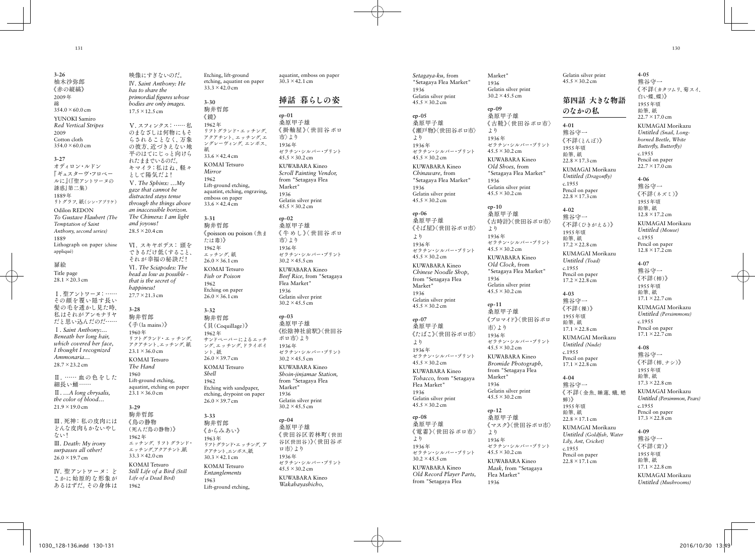**3-26**
柚木沙弥郎
《赤の縦縞》
2009年
綿
354.0 × 60.0 cm

YUNOKI Samiro
*Red Vertical Stripes*
2009
Cotton cloth
354.0 × 60.0 cm

**3-27**
オディロン・ルドン
『ギュスターヴ・フロベールに』(『聖アントワーヌの誘惑』第二集)
1889年
リトグラフ、紙(シン・アプリケ)

Odilon REDON
*To Gustave Flaubert (The Temptation of Saint Anthony, second series)*
1889
Lithograph on paper (chine appliqué)

扉絵
Title page
28.1 × 20.3 cm

Ⅰ. 聖アントワーヌ：……その顔を覆い隠す長い髪の毛を透かし見た時、私はそれがアンモナリヤだと思い込んだのだ……
Ⅰ. *Saint Anthony:… Beneath her long hair, which covered her face, I thought I recognized Ammonaria…*
28.7 × 23.2 cm

Ⅱ. …… 血の色をした細長い蛹……
Ⅱ. *…A long chrysalis, the color of blood…*
21.9 × 19.0 cm

Ⅲ. 死神：私の皮肉にはどんな皮肉もかないやしない！
Ⅲ. *Death: My irony surpasses all other!*
26.0 × 19.7 cm

Ⅳ. 聖アントワーヌ：どこかに始原的な形象があるはずだ。その身体は映像にすぎないのだ。
Ⅳ. *Saint Anthony: He has to share the primordial figures whose bodies are only images.*
17.5 × 12.5 cm

Ⅴ. スフィンクス：……私のまなざしは何物にもそらされることなく、万象の彼方、近づきえない地平のはてにじっと向けられたままでいるのだ。
キマイラ：私はね、軽々として陽気だよ！
Ⅴ. *The Sphinx: …My gaze that cannot be distracted stays tense through the things above an inaccessible horizon. The Chimera: I am light and joyous!*
28.5 × 20.4 cm

Ⅵ. スキヤポデス：頭をできるだけ低くすること、それが幸福の秘訣だ！
Ⅵ. *The Sciapodes: The head as low as possible - that is the secret of happiness!*
27.7 × 21.3 cm

**3-28**
駒井哲郎
《手(la mains)》
1960年
リフトグランド・エッチング、アクアチント、エッチング、紙
23.1 × 36.0 cm

KOMAI Tetsuro
*The Hand*
1960
Lift-ground etching, aquatint, etching on paper
23.1 × 36.0 cm

**3-29**
駒井哲郎
《鳥の静物
(死んだ鳥の静物)》
1962年
エッチング、リフトグランド・エッチング、アクアチント、紙
33.3 × 42.0 cm

KOMAI Tetsuro
*Still Life of a Bird (Still Life of a Dead Bird)*
1962
Etching, lift-ground etching, aquatint on paper
33.3 × 42.0 cm

**3-30**
駒井哲郎
《鏡》
1962年
リフトグランド・エッチング、アクアチント、エッチング、エングレーヴィング、エンボス、紙
33.6 × 42.4 cm

KOMAI Tetsuro
*Mirror*
1962
Lift-ground etching, aquatint, etching, engraving, emboss on paper
33.6 × 42.4 cm

**3-31**
駒井哲郎
《poisson ou poison (魚または毒)》
1962年
エッチング、紙
26.0 × 36.1 cm

KOMAI Tetsuro
*Fish or Poison*
1962
Etching on paper
26.0 × 36.1 cm

**3-32**
駒井哲郎
《貝(Coquillage)》
1962年
サンドペーパーによるエッチング、エッチング、ドライポイント、紙
26.0 × 39.7 cm

KOMAI Tetsuro
*Shell*
1962
Etching with sandpaper, etching, drypoint on paper
26.0 × 39.7 cm

**3-33**
駒井哲郎
《からみあい》
1963年
リフトグランド・エッチング、アクアチント、エンボス、紙
30.3 × 42.1 cm

KOMAI Tetsuro
*Entanglements*
1963
Lift-ground etching, aquatint, emboss on paper
30.3 × 42.1 cm

## 挿話　暮らしの姿

**ep-01**
桑原甲子雄
《掛軸屋》〈世田谷ボロ市〉より
1936年
ゼラチン・シルバー・プリント
45.5 × 30.2 cm

KUWABARA Kineo
*Scroll Painting Vendor*, from "Setagaya Flea Market"
1936
Gelatin silver print
45.5 × 30.2 cm

**ep-02**
桑原甲子雄
《牛めし》〈世田谷ボロ市〉より
1936年
ゼラチン・シルバー・プリント
30.2 × 45.5 cm

KUWABARA Kineo
*Beef Rice*, from "Setagaya Flea Market"
1936
Gelatin silver print
30.2 × 45.5 cm

**ep-03**
桑原甲子雄
《松陰神社前駅》〈世田谷ボロ市〉より
1936年
ゼラチン・シルバー・プリント
30.2 × 45.5 cm

KUWABARA Kineo
*Shoin-jinjamae Station*, from "Setagaya Flea Market"
1936
Gelatin silver print
30.2 × 45.5 cm

**ep-04**
桑原甲子雄
《世田谷区若林町(世田谷区世田谷)》〈世田谷ボロ市〉より
1936年
ゼラチン・シルバー・プリント
45.5 × 30.2 cm

KUWABARA Kineo
*Wakabayashicho, Setagaya-ku*, from "Setagaya Flea Market"
1936
Gelatin silver print
45.5 × 30.2 cm

**ep-05**
桑原甲子雄
《瀬戸物》〈世田谷ボロ市〉より
1936年
ゼラチン・シルバー・プリント
45.5 × 30.2 cm

KUWABARA Kineo
*Chinaware*, from "Setagaya Flea Market"
1936
Gelatin silver print
45.5 × 30.2 cm

**ep-06**
桑原甲子雄
《そば屋》〈世田谷ボロ市〉より
1936年
ゼラチン・シルバー・プリント
45.5 × 30.2 cm

KUWABARA Kineo
*Chinese Noodle Shop*, from "Setagaya Flea Market"
1936
Gelatin silver print
45.5 × 30.2 cm

**ep-07**
桑原甲子雄
《たばこ》〈世田谷ボロ市〉より
1936年
ゼラチン・シルバー・プリント
45.5 × 30.2 cm

KUWABARA Kineo
*Tobacco*, from "Setagaya Flea Market"
1936
Gelatin silver print
45.5 × 30.2 cm

**ep-08**
桑原甲子雄
《電蓄》〈世田谷ボロ市〉より
1936年
ゼラチン・シルバー・プリント
30.2 × 45.5 cm

KUWABARA Kineo
*Old Record Player Parts*, from "Setagaya Flea Market"
1936
Gelatin silver print
30.2 × 45.5 cm

**ep-09**
桑原甲子雄
《古靴》〈世田谷ボロ市〉より
1936年
ゼラチン・シルバー・プリント
45.5 × 30.2 cm

KUWABARA Kineo
*Old Shoes*, from "Setagaya Flea Market"
1936
Gelatin silver print
45.5 × 30.2 cm

**ep-10**
桑原甲子雄
《古時計》〈世田谷ボロ市〉より
1936年
ゼラチン・シルバー・プリント
45.5 × 30.2 cm

KUWABARA Kineo
*Old Clock*, from "Setagaya Flea Market"
1936
Gelatin silver print
45.5 × 30.2 cm

**ep-11**
桑原甲子雄
《ブロマイド》〈世田谷ボロ市〉より
1936年
ゼラチン・シルバー・プリント
45.5 × 30.2 cm

KUWABARA Kineo
*Bromide Photograph*, from "Setagaya Flea Market"
1936
Gelatin silver print
45.5 × 30.2 cm

**ep-12**
桑原甲子雄
《マスク》〈世田谷ボロ市〉より
1936年
ゼラチン・シルバー・プリント
45.5 × 30.2 cm

KUWABARA Kineo
*Mask*, from "Setagaya Flea Market"
1936
Gelatin silver print
45.5 × 30.2 cm

## 第四話　大きな物語のなかの私

**4-01**
熊谷守一
《不詳(とんぼ)》
1955年頃
鉛筆、紙
22.8 × 17.3 cm

KUMAGAI Morikazu
*Untitled (Dragonfly)*
c.1955
Pencil on paper
22.8 × 17.3 cm

**4-02**
熊谷守一
《不詳(ひきがえる)》
1955年頃
鉛筆、紙
17.2 × 22.8 cm

KUMAGAI Morikazu
*Untitled (Toad)*
c.1955
Pencil on paper
17.2 × 22.8 cm

**4-03**
熊谷守一
《不詳(裸)》
1955年頃
鉛筆、紙
17.1 × 22.8 cm

KUMAGAI Morikazu
*Untitled (Nude)*
c.1955
Pencil on paper
17.1 × 22.8 cm

**4-04**
熊谷守一
《不詳(金魚、睡蓮、蟻、蟋蟀)》
1955年頃
鉛筆、紙
22.8 × 17.1 cm

KUMAGAI Morikazu
*Untitled (Goldfish, Water Lily, Ant, Cricket)*
c.1955
Pencil on paper
22.8 × 17.1 cm

**4-05**
熊谷守一
《不詳(カタツムリ、菊スイ、白い蝶、蝶)》
1955年頃
鉛筆、紙
22.7 × 17.0 cm

KUMAGAI Morikazu
*Untitled (Snail, Long-horned Beetle, White Butterfly, Butterfly)*
c.1955
Pencil on paper
22.7 × 17.0 cm

**4-06**
熊谷守一
《不詳(ネズミ)》
1955年頃
鉛筆、紙
12.8 × 17.2 cm

KUMAGAI Morikazu
*Untitled (Mouse)*
c.1955
Pencil on paper
12.8 × 17.2 cm

**4-07**
熊谷守一
《不詳(柿)》
1955年頃
鉛筆、紙
17.1 × 22.7 cm

KUMAGAI Morikazu
*Untitled (Persimmons)*
c.1955
Pencil on paper
17.1 × 22.7 cm

**4-08**
熊谷守一
《不詳(柿、ナシ)》
1955年頃
鉛筆、紙
17.3 × 22.8 cm

KUMAGAI Morikazu
*Untitled (Persimmon, Pears)*
c.1955
Pencil on paper
17.3 × 22.8 cm

**4-09**
熊谷守一
《不詳(茸)》
1955年頃
鉛筆、紙
17.1 × 22.8 cm

KUMAGAI Morikazu
*Untitled (Mushrooms)*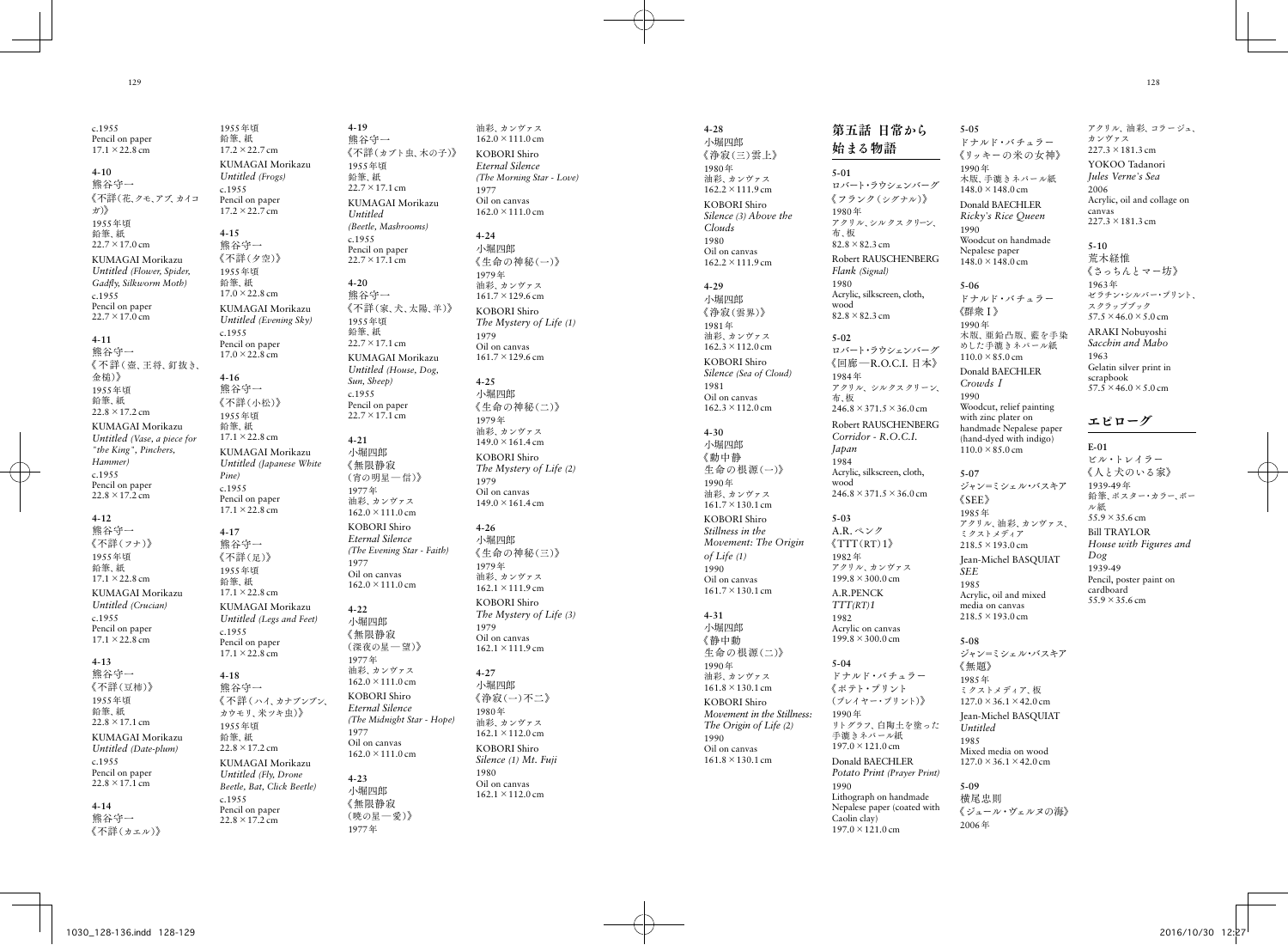c.1955
Pencil on paper
17.1 × 22.8 cm

**4-10**
熊谷守一
《不詳(花、クモ、アブ、カイコガ)》
1955年頃
鉛筆、紙
22.7 × 17.0 cm
KUMAGAI Morikazu
*Untitled (Flower, Spider, Gadfly, Silkworm Moth)*
c.1955
Pencil on paper
22.7 × 17.0 cm

**4-11**
熊谷守一
《不詳(壺、王将、釘抜き、金槌)》
1955年頃
鉛筆、紙
22.8 × 17.2 cm
KUMAGAI Morikazu
*Untitled (Vase, a piece for "the King", Pinchers, Hammer)*
c.1955
Pencil on paper
22.8 × 17.2 cm

**4-12**
熊谷守一
《不詳(フナ)》
1955年頃
鉛筆、紙
17.1 × 22.8 cm
KUMAGAI Morikazu
*Untitled (Crucian)*
c.1955
Pencil on paper
17.1 × 22.8 cm

**4-13**
熊谷守一
《不詳(豆柿)》
1955年頃
鉛筆、紙
22.8 × 17.1 cm
KUMAGAI Morikazu
*Untitled (Date-plum)*
c.1955
Pencil on paper
22.8 × 17.1 cm

**4-14**
熊谷守一
《不詳(カエル)》
1955年頃
鉛筆、紙
17.2 × 22.7 cm
KUMAGAI Morikazu
*Untitled (Frogs)*
c.1955
Pencil on paper
17.2 × 22.7 cm

**4-15**
熊谷守一
《不詳(夕空)》
1955年頃
鉛筆、紙
17.0 × 22.8 cm
KUMAGAI Morikazu
*Untitled (Evening Sky)*
c.1955
Pencil on paper
17.0 × 22.8 cm

**4-16**
熊谷守一
《不詳(小松)》
1955年頃
鉛筆、紙
17.1 × 22.8 cm
KUMAGAI Morikazu
*Untitled (Japanese White Pine)*
c.1955
Pencil on paper
17.1 × 22.8 cm

**4-17**
熊谷守一
《不詳(足)》
1955年頃
鉛筆、紙
17.1 × 22.8 cm
KUMAGAI Morikazu
*Untitled (Legs and Feet)*
c.1955
Pencil on paper
17.1 × 22.8 cm

**4-18**
熊谷守一
《不詳(ハイ、カナブンブン、カウモリ、米ツキ虫)》
1955年頃
鉛筆、紙
22.8 × 17.2 cm
KUMAGAI Morikazu
*Untitled (Fly, Drone Beetle, Bat, Click Beetle)*
c.1955
Pencil on paper
22.8 × 17.2 cm

**4-19**
熊谷守一
《不詳(カブト虫、木の子)》
1955年頃
鉛筆、紙
22.7 × 17.1 cm
KUMAGAI Morikazu
*Untitled (Beetle, Mashrooms)*
c.1955
Pencil on paper
22.7 × 17.1 cm

**4-20**
熊谷守一
《不詳(家、犬、太陽、羊)》
1955年頃
鉛筆、紙
22.7 × 17.1 cm
KUMAGAI Morikazu
*Untitled (House, Dog, Sun, Sheep)*
c.1955
Pencil on paper
22.7 × 17.1 cm

**4-21**
小堀四郎
《無限静寂
(宵の明星―信)》
1977年
油彩、カンヴァス
162.0 × 111.0 cm
KOBORI Shiro
*Eternal Silence (The Evening Star - Faith)*
1977
Oil on canvas
162.0 × 111.0 cm

**4-22**
小堀四郎
《無限静寂
(深夜の星―望)》
1977年
油彩、カンヴァス
162.0 × 111.0 cm
KOBORI Shiro
*Eternal Silence (The Midnight Star - Hope)*
1977
Oil on canvas
162.0 × 111.0 cm

**4-23**
小堀四郎
《無限静寂
(暁の星―愛)》
1977年
油彩、カンヴァス
162.0 × 111.0 cm
KOBORI Shiro
*Eternal Silence (The Morning Star - Love)*
1977
Oil on canvas
162.0 × 111.0 cm

**4-24**
小堀四郎
《生命の神秘(一)》
1979年
油彩、カンヴァス
161.7 × 129.6 cm
KOBORI Shiro
*The Mystery of Life (1)*
1979
Oil on canvas
161.7 × 129.6 cm

**4-25**
小堀四郎
《生命の神秘(二)》
1979年
油彩、カンヴァス
149.0 × 161.4 cm
KOBORI Shiro
*The Mystery of Life (2)*
1979
Oil on canvas
149.0 × 161.4 cm

**4-26**
小堀四郎
《生命の神秘(三)》
1979年
油彩、カンヴァス
162.1 × 111.9 cm
KOBORI Shiro
*The Mystery of Life (3)*
1979
Oil on canvas
162.1 × 111.9 cm

**4-27**
小堀四郎
《浄寂(一)不二》
1980年
油彩、カンヴァス
162.1 × 112.0 cm
KOBORI Shiro
*Silence (1) Mt. Fuji*
1980
Oil on canvas
162.1 × 112.0 cm

**4-28**
小堀四郎
《浄寂(三)雲上》
1980年
油彩、カンヴァス
162.2 × 111.9 cm
KOBORI Shiro
*Silence (3) Above the Clouds*
1980
Oil on canvas
162.2 × 111.9 cm

**4-29**
小堀四郎
《浄寂(雲界)》
1981年
油彩、カンヴァス
162.3 × 112.0 cm
KOBORI Shiro
*Silence (Sea of Cloud)*
1981
Oil on canvas
162.3 × 112.0 cm

**4-30**
小堀四郎
《動中静
生命の根源(一)》
1990年
油彩、カンヴァス
161.7 × 130.1 cm
KOBORI Shiro
*Stillness in the Movement: The Origin of Life (1)*
1990
Oil on canvas
161.7 × 130.1 cm

**4-31**
小堀四郎
《静中動
生命の根源(二)》
1990年
油彩、カンヴァス
161.8 × 130.1 cm
KOBORI Shiro
*Movement in the Stillness: The Origin of Life (2)*
1990
Oil on canvas
161.8 × 130.1 cm

## 第五話 日常から始まる物語

**5-01**
ロバート・ラウシェンバーグ
《フランク(シグナル)》
1980年
アクリル、シルクスクリーン、布、板
82.8 × 82.3 cm
Robert RAUSCHENBERG
*Flank (Signal)*
1980
Acrylic, silkscreen, cloth, wood
82.8 × 82.3 cm

**5-02**
ロバート・ラウシェンバーグ
《回廊―R.O.C.I. 日本》
1984年
アクリル、シルクスクリーン、布、板
246.8 × 371.5 × 36.0 cm
Robert RAUSCHENBERG
*Corridor - R.O.C.I. Japan*
1984
Acrylic, silkscreen, cloth, wood
246.8 × 371.5 × 36.0 cm

**5-03**
A.R. ペンク
《TTT(RT)1》
1982年
アクリル、カンヴァス
199.8 × 300.0 cm
A.R.PENCK
*TTT(RT)1*
1982
Acrylic on canvas
199.8 × 300.0 cm

**5-04**
ドナルド・バチュラー
《ポテト・プリント
(プレイヤー・プリント)》
1990年
リトグラフ、白陶土を塗った手漉きネパール紙
197.0 × 121.0 cm
Donald BAECHLER
*Potato Print (Prayer Print)*
1990
Lithograph on handmade Nepalese paper (coated with Caolin clay)
197.0 × 121.0 cm

**5-05**
ドナルド・バチュラー
《リッキーの米の女神》
1990年
木版、手漉きネパール紙
148.0 × 148.0 cm
Donald BAECHLER
*Ricky's Rice Queen*
1990
Woodcut on handmade Nepalese paper
148.0 × 148.0 cm

**5-06**
ドナルド・バチュラー
《群衆 I》
1990年
木版、亜鉛凸版、藍を手染めした手漉きネパール紙
110.0 × 85.0 cm
Donald BAECHLER
*Crowds I*
1990
Woodcut, relief painting with zinc plater on handmade Nepalese paper (hand-dyed with indigo)
110.0 × 85.0 cm

**5-07**
ジャン=ミシェル・バスキア
《SEE》
1985年
アクリル、油彩、カンヴァス、ミクストメディア
218.5 × 193.0 cm
Jean-Michel BASQUIAT
*SEE*
1985
Acrylic, oil and mixed media on canvas
218.5 × 193.0 cm

**5-08**
ジャン=ミシェル・バスキア
《無題》
1985年
ミクストメディア、板
127.0 × 36.1 × 42.0 cm
Jean-Michel BASQUIAT
*Untitled*
1985
Mixed media on wood
127.0 × 36.1 × 42.0 cm

**5-09**
横尾忠則
《ジュール・ヴェルヌの海》
2006年
アクリル、油彩、コラージュ、カンヴァス
227.3 × 181.3 cm
YOKOO Tadanori
*Jules Verne's Sea*
2006
Acrylic, oil and collage on canvas
227.3 × 181.3 cm

**5-10**
荒木経惟
《さっちんとマー坊》
1963年
ゼラチン・シルバー・プリント、スクラップブック
57.5 × 46.0 × 5.0 cm
ARAKI Nobuyoshi
*Sacchin and Mabo*
1963
Gelatin silver print in scrapbook
57.5 × 46.0 × 5.0 cm

## エピローグ

**E-01**
ビル・トレイラー
《人と犬のいる家》
1939-49年
鉛筆、ポスター・カラー、ボール紙
55.9 × 35.6 cm
Bill TRAYLOR
*House with Figures and Dog*
1939-49
Pencil, poster paint on cardboard
55.9 × 35.6 cm